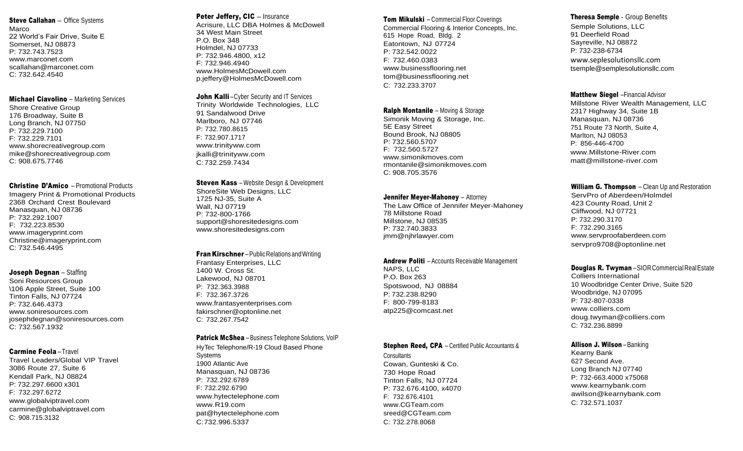**Steve Callahan** – Office Systems
Marco
22 World's Fair Drive, Suite E
Somerset, NJ 08873
P: 732.743.7523
www.marconet.com
scallahan@marconet.com
C: 732.642.4540

**Michael Ciavolino** – Marketing Services
Shore Creative Group
176 Broadway, Suite B
Long Branch, NJ 07750
P: 732.229.7100
F: 732.229.7101
www.shorecreativegroup.com
mike@shorecreativegroup.com
C: 908.675.7746

**Christine D'Amico** – Promotional Products
Imagery Print & Promotional Products
2368 Orchard Crest Boulevard
Manasquan, NJ 08736
P: 732.292.1007
F: 732.223.8530
www.imageryprint.com
Christine@imageryprint.com
C: 732.546.4495

**Joseph Degnan** – Staffing
Soni Resources Group
\106 Apple Street, Suite 100
Tinton Falls, NJ 07724
P: 732.646.4373
www.soniresources.com
josephdegnan@soniresources.com
C: 732.567.1932

**Carmine Feola** – Travel
Travel Leaders/Global VIP Travel
3086 Route 27, Suite 6
Kendall Park, NJ 08824
P: 732.297.6600 x301
F: 732.297.6272
www.globalviptravel.com
carmine@globalviptravel.com
C: 908.715.3132

**Peter Jeffery, CIC** – Insurance
Acrisure, LLC DBA Holmes & McDowell
34 West Main Street
P.O. Box 348
Holmdel, NJ 07733
P: 732.946.4800, x12
F: 732.946.4940
www.HolmesMcDowell.com
p.jeffery@HolmesMcDowell.com

**John Kalli** – Cyber Security and IT Services
Trinity Worldwide Technologies, LLC
91 Sandalwood Drive
Marlboro, NJ 07746
P: 732.780.8615
F: 732.907.1717
www.trinityww.com
jkalli@trinityww.com
C: 732.259.7434

**Steven Kass** – Website Design & Development
ShoreSite Web Designs, LLC
1725 NJ-35, Suite A
Wall, NJ 07719
P: 732-800-1766
support@shoresitedesigns.com
www.shoresitedesigns.com

**Fran Kirschner** – Public Relations and Writing
Frantasy Enterprises, LLC
1400 W. Cross St.
Lakewood, NJ 08701
P: 732.363.3988
F: 732.367.3726
www.frantasyenterprises.com
fakirschner@optonline.net
C: 732.267.7542

**Patrick McShea** – Business Telephone Solutions, VoIP
HyTec Telephone/R-19 Cloud Based Phone Systems
1900 Atlantic Ave
Manasquan, NJ 08736
P: 732.292.6789
F: 732.292.6790
www.hytectelephone.com
www.R19.com
pat@hytectelephone.com
C: 732.996.5337

**Tom Mikulski** – Commercial Floor Coverings
Commercial Flooring & Interior Concepts, Inc.
615 Hope Road, Bldg. 2
Eatontown, NJ 07724
P: 732.542.0022
F: 732.460.0383
www.businessflooring.net
tom@businessflooring.net
C: 732.233.3707

**Ralph Montanile** – Moving & Storage
Simonik Moving & Storage, Inc.
5E Easy Street
Bound Brook, NJ 08805
P: 732.560.5707
F: 732.560.5727
www.simonikmoves.com
rmontanile@simonikmoves.com
C: 908.705.3576

**Jennifer Meyer-Mahoney** – Attorney
The Law Office of Jennifer Meyer-Mahoney
78 Millstone Road
Millstone, NJ 08535
P: 732.740.3833
jmm@njhrlawyer.com

**Andrew Politi** – Accounts Receivable Management
NAPS, LLC
P.O. Box 263
Spotswood, NJ 08884
P: 732.238.8290
F: 800-799-8183
atp225@comcast.net

**Stephen Reed, CPA** – Certified Public Accountants & Consultants
Cowan, Gunteski & Co.
730 Hope Road
Tinton Falls, NJ 07724
P: 732.676.4100, x4070
F: 732.676.4101
www.CGTeam.com
sreed@CGTeam.com
C: 732.278.8068

**Theresa Semple** - Group Benefits
Semple Solutions, LLC
91 Deerfield Road
Sayreville, NJ 08872
P: 732-238-6734
www.seplesolutionsllc.com
tsemple@semplesolutionsllc.com

**Matthew Siegel** – Financial Advisor
Millstone River Wealth Management, LLC
2317 Highway 34, Suite 1B
Manasquan, NJ 08736
751 Route 73 North, Suite 4,
Marlton, NJ 08053
P: 856-446-4700
www.Millstone-River.com
matt@millstone-river.com

**William G. Thompson** – Clean Up and Restoration
ServPro of Aberdeen/Holmdel
423 County Road, Unit 2
Cliffwood, NJ 07721
P: 732.290.3170
F: 732.290.3165
www.servproofaberdeen.com
servpro9708@optonline.net

**Douglas R. Twyman** – SIOR Commercial Real Estate
Colliers International
10 Woodbridge Center Drive, Suite 520
Woodbridge, NJ 07095
P: 732-807-0338
www.colliers.com
doug.twyman@colliers.com
C: 732.236.8899

**Allison J. Wilson** – Banking
Kearny Bank
627 Second Ave.
Long Branch NJ 07740
P: 732-663.4000 x75068
www.kearnybank.com
awilson@kearnybank.com
C: 732.571.1037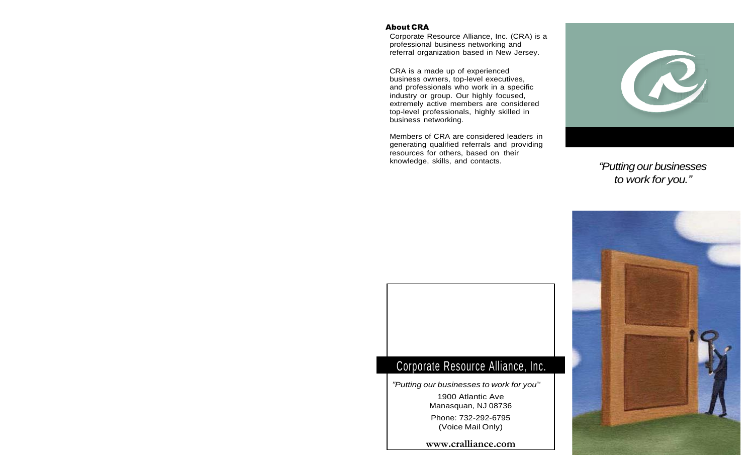## About CRA

Corporate Resource Alliance, Inc. (CRA) is a professional business networking and referral organization based in New Jersey.

CRA is a made up of experienced business owners, top-level executives, and professionals who work in a specific industry or group. Our highly focused, extremely active members are considered top-level professionals, highly skilled in business networking.

Members of CRA are considered leaders in generating qualified referrals and providing resources for others, based on their knowledge, skills, and contacts.

*"Putting our businesses to work for you."*

## Corporate Resource Alliance, Inc.

*"Putting our businesses to work for you™*

1900 Atlantic Ave
Manasquan, NJ 08736

Phone: 732-292-6795
(Voice Mail Only)

**www.cralliance.com**